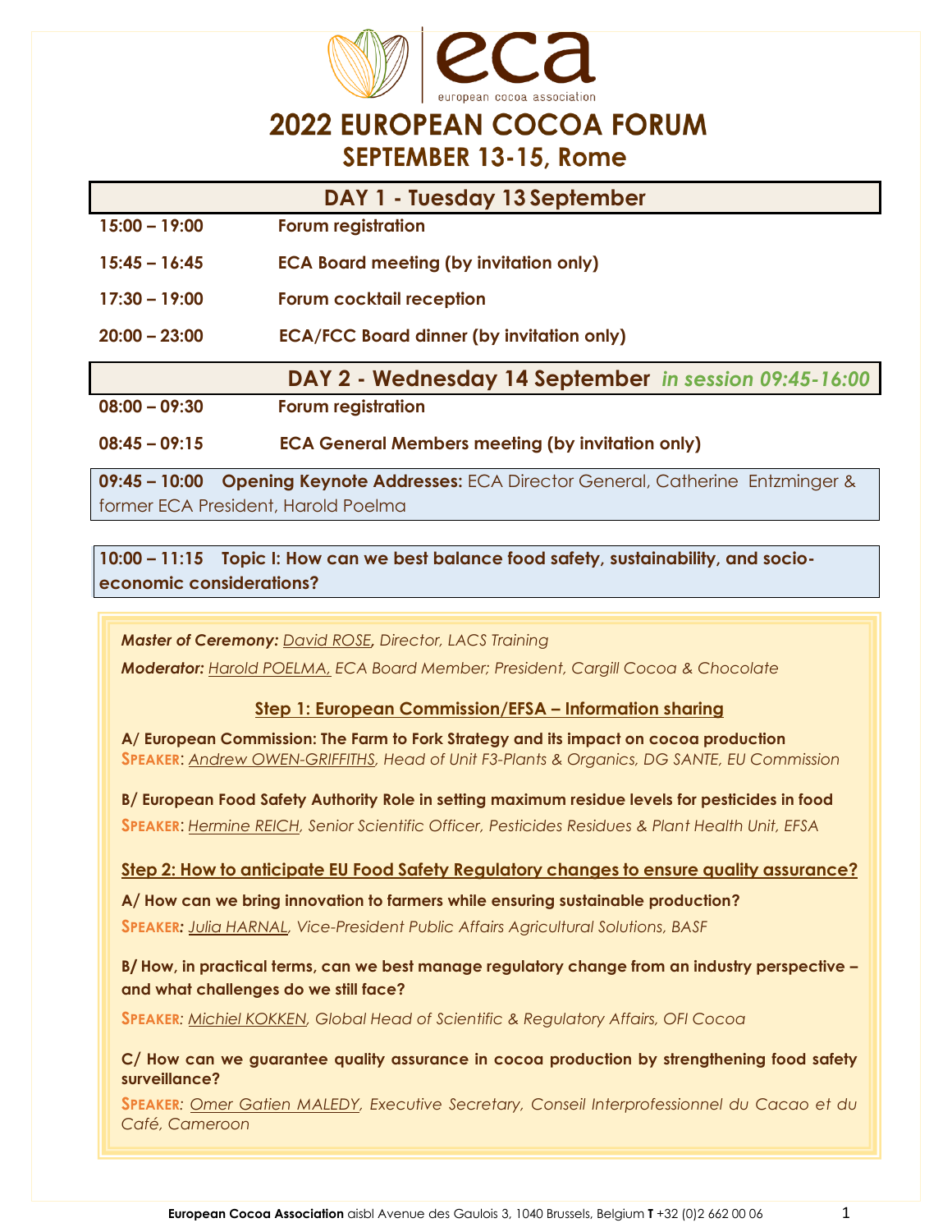# 2022 EUROPEAN COCOA FORUM

## SEPTEMBER 13-15, Rome

### DAY 1 - Tuesday 13 September

**15:00 – 19:00** **Forum registration**

**15:45 – 16:45** **ECA Board meeting (by invitation only)**

**17:30 – 19:00** **Forum cocktail reception**

**20:00 – 23:00** **ECA/FCC Board dinner (by invitation only)**

### DAY 2 - Wednesday 14 September *in session 09:45-16:00*

**08:00 – 09:30** **Forum registration**

**08:45 – 09:15** **ECA General Members meeting (by invitation only)**

**09:45 – 10:00 Opening Keynote Addresses:** ECA Director General, Catherine Entzminger & former ECA President, Harold Poelma

**10:00 – 11:15 Topic I: How can we best balance food safety, sustainability, and socio-economic considerations?**

***Master of Ceremony:*** *David ROSE, Director, LACS Training*

***Moderator:*** *Harold POELMA, ECA Board Member; President, Cargill Cocoa & Chocolate*

**Step 1: European Commission/EFSA – Information sharing**

**A/ European Commission: The Farm to Fork Strategy and its impact on cocoa production**
**SPEAKER**: *Andrew OWEN-GRIFFITHS, Head of Unit F3-Plants & Organics, DG SANTE, EU Commission*

**B/ European Food Safety Authority Role in setting maximum residue levels for pesticides in food**
**SPEAKER**: *Hermine REICH, Senior Scientific Officer, Pesticides Residues & Plant Health Unit, EFSA*

**Step 2: How to anticipate EU Food Safety Regulatory changes to ensure quality assurance?**

**A/ How can we bring innovation to farmers while ensuring sustainable production?**
**SPEAKER**: *Julia HARNAL, Vice-President Public Affairs Agricultural Solutions, BASF*

**B/ How, in practical terms, can we best manage regulatory change from an industry perspective – and what challenges do we still face?**
**SPEAKER**: *Michiel KOKKEN, Global Head of Scientific & Regulatory Affairs, OFI Cocoa*

**C/ How can we guarantee quality assurance in cocoa production by strengthening food safety surveillance?**
**SPEAKER**: *Omer Gatien MALEDY, Executive Secretary, Conseil Interprofessionnel du Cacao et du Café, Cameroon*

**European Cocoa Association** aisbl Avenue des Gaulois 3, 1040 Brussels, Belgium **T** +32 (0)2 662 00 06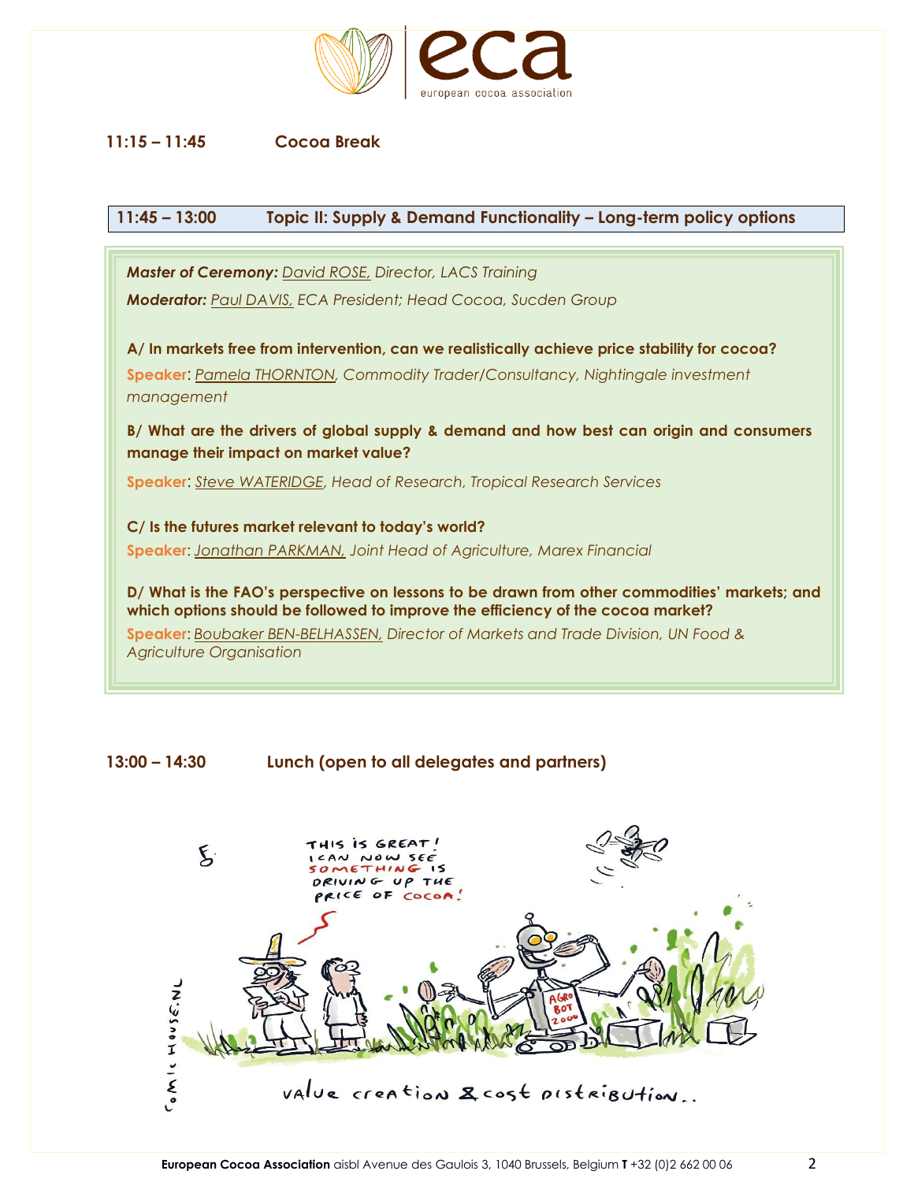**11:15 – 11:45 Cocoa Break**

## 11:45 – 13:00 Topic II: Supply & Demand Functionality – Long-term policy options

***Master of Ceremony:*** *David ROSE, Director, LACS Training*

***Moderator:*** *Paul DAVIS, ECA President; Head Cocoa, Sucden Group*

**A/ In markets free from intervention, can we realistically achieve price stability for cocoa?**

**Speaker**: *Pamela THORNTON, Commodity Trader/Consultancy, Nightingale investment management*

**B/ What are the drivers of global supply & demand and how best can origin and consumers manage their impact on market value?**

**Speaker**: *Steve WATERIDGE, Head of Research, Tropical Research Services*

**C/ Is the futures market relevant to today's world?**

**Speaker**: *Jonathan PARKMAN, Joint Head of Agriculture, Marex Financial*

**D/ What is the FAO's perspective on lessons to be drawn from other commodities' markets; and which options should be followed to improve the efficiency of the cocoa market?**

**Speaker**: *Boubaker BEN-BELHASSEN, Director of Markets and Trade Division, UN Food & Agriculture Organisation*

**13:00 – 14:30 Lunch (open to all delegates and partners)**

**European Cocoa Association** aisbl Avenue des Gaulois 3, 1040 Brussels, Belgium **T** +32 (0)2 662 00 06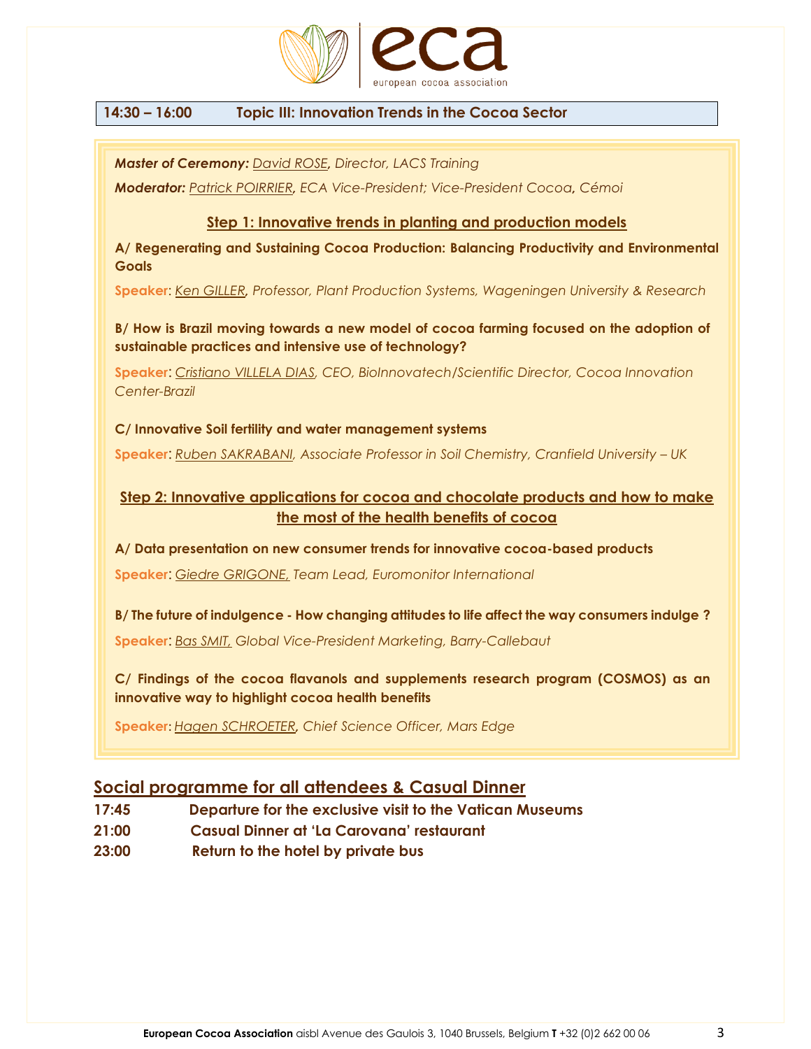**14:30 – 16:00 Topic III: Innovation Trends in the Cocoa Sector**

***Master of Ceremony:*** *David ROSE, Director, LACS Training*

***Moderator:*** *Patrick POIRRIER, ECA Vice-President; Vice-President Cocoa, Cémoi*

### Step 1: Innovative trends in planting and production models

**A/ Regenerating and Sustaining Cocoa Production: Balancing Productivity and Environmental Goals**

**Speaker**: *Ken GILLER, Professor, Plant Production Systems, Wageningen University & Research*

**B/ How is Brazil moving towards a new model of cocoa farming focused on the adoption of sustainable practices and intensive use of technology?**

**Speaker**: *Cristiano VILLELA DIAS, CEO, BioInnovatech/Scientific Director, Cocoa Innovation Center-Brazil*

**C/ Innovative Soil fertility and water management systems**

**Speaker**: *Ruben SAKRABANI, Associate Professor in Soil Chemistry, Cranfield University – UK*

### Step 2: Innovative applications for cocoa and chocolate products and how to make the most of the health benefits of cocoa

**A/ Data presentation on new consumer trends for innovative cocoa-based products**

**Speaker**: *Giedre GRIGONE, Team Lead, Euromonitor International*

**B/ The future of indulgence - How changing attitudes to life affect the way consumers indulge ?**

**Speaker**: *Bas SMIT, Global Vice-President Marketing, Barry-Callebaut*

**C/ Findings of the cocoa flavanols and supplements research program (COSMOS) as an innovative way to highlight cocoa health benefits**

**Speaker**: *Hagen SCHROETER, Chief Science Officer, Mars Edge*

## Social programme for all attendees & Casual Dinner

**17:45** **Departure for the exclusive visit to the Vatican Museums**

**21:00** **Casual Dinner at 'La Carovana' restaurant**

**23:00** **Return to the hotel by private bus**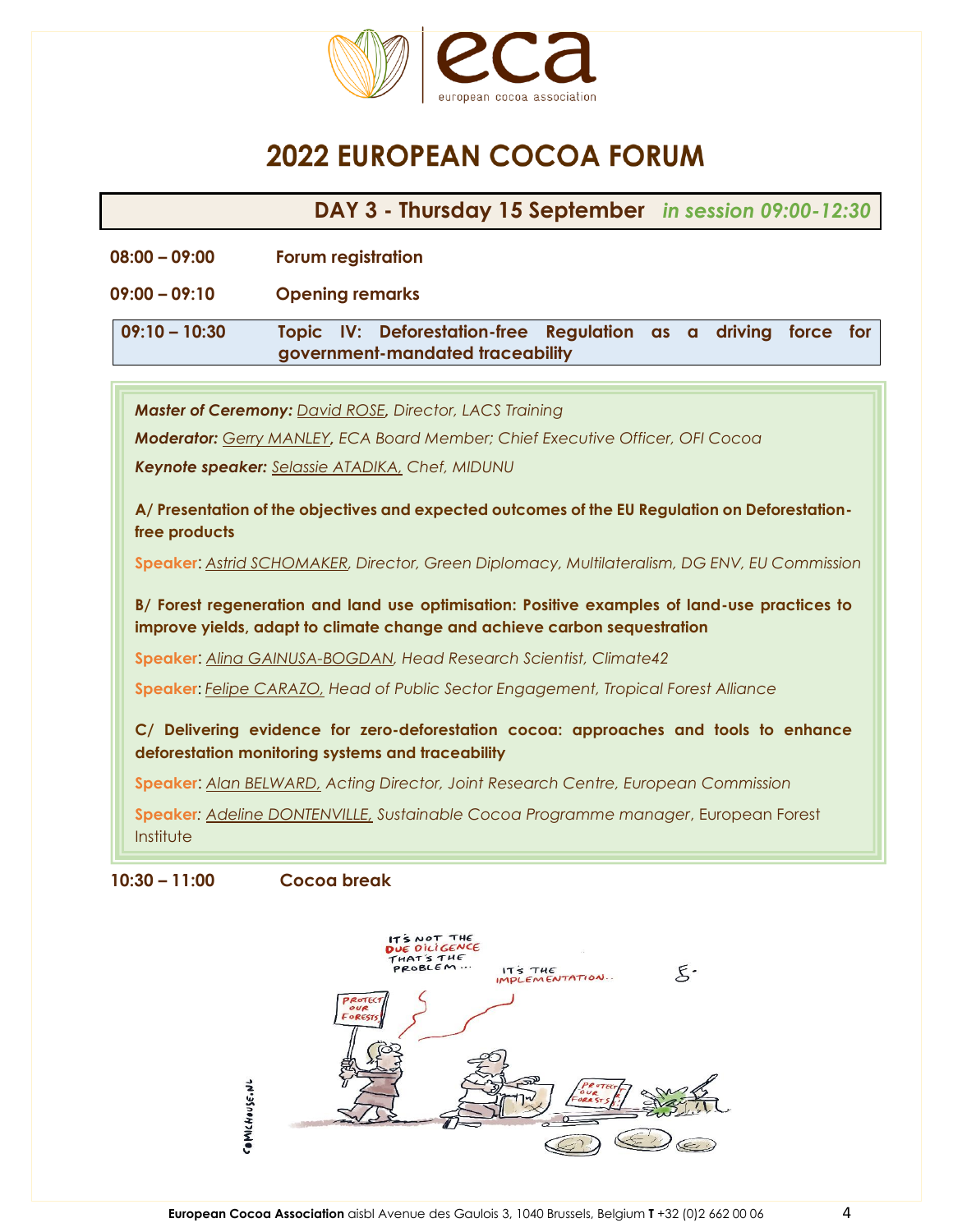# 2022 EUROPEAN COCOA FORUM

## DAY 3 - Thursday 15 September *in session 09:00-12:30*

**08:00 – 09:00** **Forum registration**

**09:00 – 09:10** **Opening remarks**

**09:10 – 10:30** **Topic IV: Deforestation-free Regulation as a driving force for government-mandated traceability**

***Master of Ceremony:*** *David ROSE, Director, LACS Training*

***Moderator:*** *Gerry MANLEY, ECA Board Member; Chief Executive Officer, OFI Cocoa*

***Keynote speaker:*** *Selassie ATADIKA, Chef, MIDUNU*

**A/ Presentation of the objectives and expected outcomes of the EU Regulation on Deforestation-free products**

**Speaker**: *Astrid SCHOMAKER, Director, Green Diplomacy, Multilateralism, DG ENV, EU Commission*

**B/ Forest regeneration and land use optimisation: Positive examples of land-use practices to improve yields, adapt to climate change and achieve carbon sequestration**

**Speaker**: *Alina GAINUSA-BOGDAN, Head Research Scientist, Climate42*

**Speaker**: *Felipe CARAZO, Head of Public Sector Engagement, Tropical Forest Alliance*

**C/ Delivering evidence for zero-deforestation cocoa: approaches and tools to enhance deforestation monitoring systems and traceability**

**Speaker**: *Alan BELWARD, Acting Director, Joint Research Centre, European Commission*

**Speaker**: *Adeline DONTENVILLE, Sustainable Cocoa Programme manager*, European Forest Institute

**10:30 – 11:00** **Cocoa break**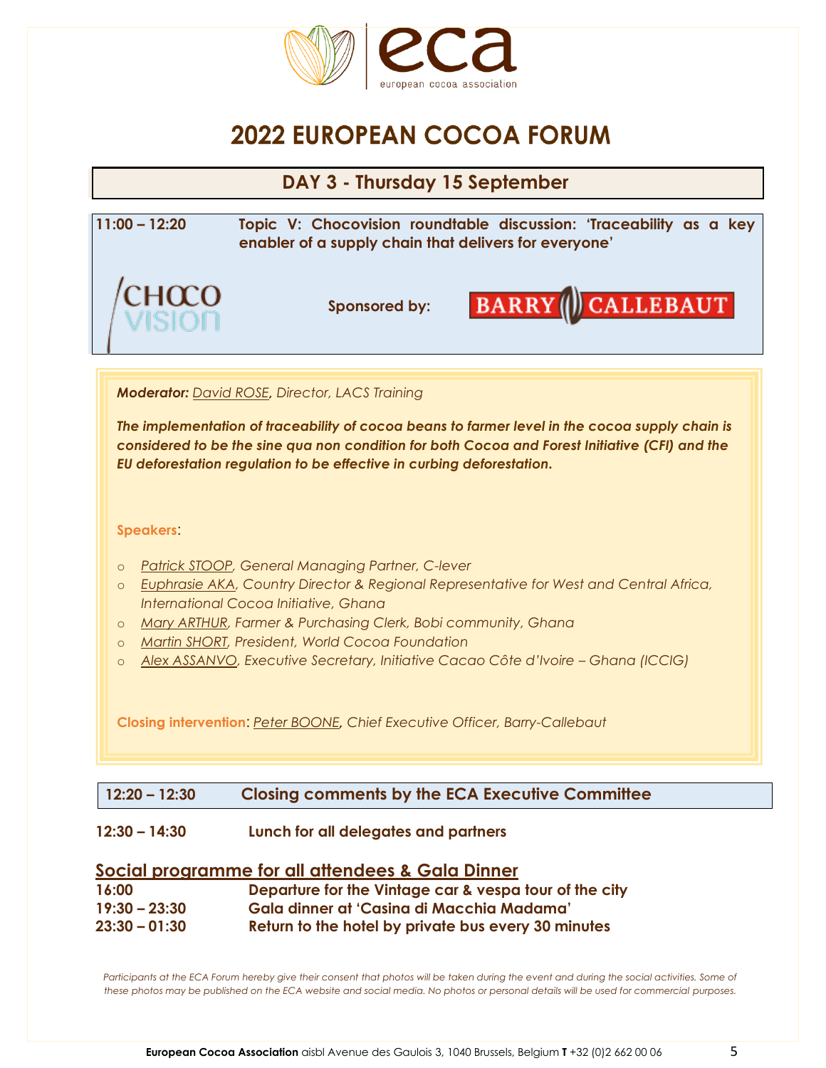eca european cocoa association

# 2022 EUROPEAN COCOA FORUM

## DAY 3 - Thursday 15 September

**11:00 – 12:20** **Topic V: Chocovision roundtable discussion: 'Traceability as a key enabler of a supply chain that delivers for everyone'**

CHOCO VISION

**Sponsored by:** BARRY CALLEBAUT

***Moderator:*** *David ROSE, Director, LACS Training*

***The implementation of traceability of cocoa beans to farmer level in the cocoa supply chain is considered to be the sine qua non condition for both Cocoa and Forest Initiative (CFI) and the EU deforestation regulation to be effective in curbing deforestation.***

**Speakers**:

- *Patrick STOOP, General Managing Partner, C-lever*
- *Euphrasie AKA, Country Director & Regional Representative for West and Central Africa, International Cocoa Initiative, Ghana*
- *Mary ARTHUR, Farmer & Purchasing Clerk, Bobi community, Ghana*
- *Martin SHORT, President, World Cocoa Foundation*
- *Alex ASSANVO, Executive Secretary, Initiative Cacao Côte d'Ivoire – Ghana (ICCIG)*

**Closing intervention**: *Peter BOONE, Chief Executive Officer, Barry-Callebaut*

**12:20 – 12:30** **Closing comments by the ECA Executive Committee**

**12:30 – 14:30** **Lunch for all delegates and partners**

### Social programme for all attendees & Gala Dinner

**16:00** **Departure for the Vintage car & vespa tour of the city**
**19:30 – 23:30** **Gala dinner at 'Casina di Macchia Madama'**
**23:30 – 01:30** **Return to the hotel by private bus every 30 minutes**

*Participants at the ECA Forum hereby give their consent that photos will be taken during the event and during the social activities. Some of these photos may be published on the ECA website and social media. No photos or personal details will be used for commercial purposes.*

**European Cocoa Association** aisbl Avenue des Gaulois 3, 1040 Brussels, Belgium **T** +32 (0)2 662 00 06